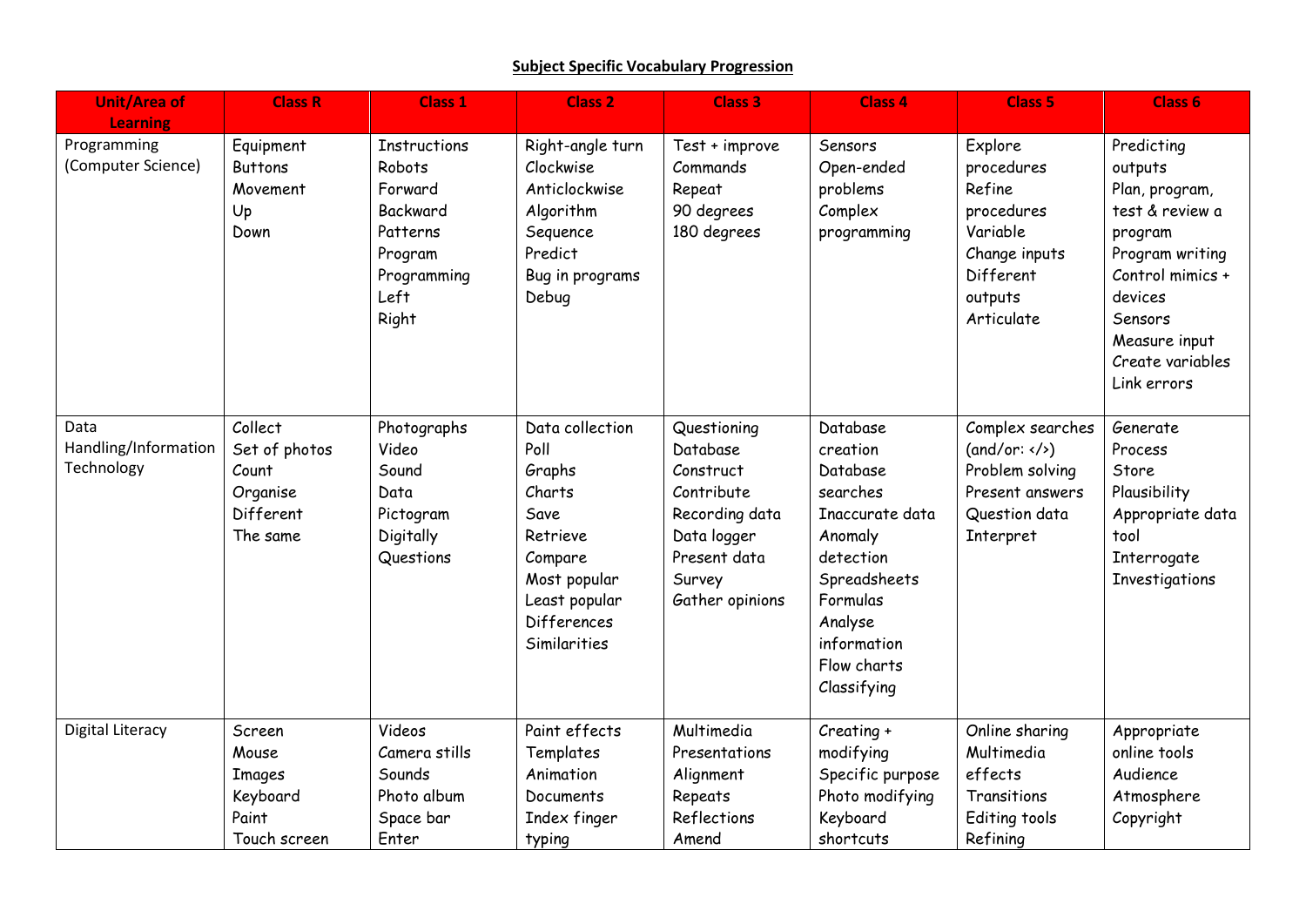**Subject Specific Vocabulary Progression**

| Unit/Area of Learning | Class R | Class 1 | Class 2 | Class 3 | Class 4 | Class 5 | Class 6 |
|---|---|---|---|---|---|---|---|
| Programming (Computer Science) | Equipment<br>Buttons<br>Movement<br>Up<br>Down | Instructions<br>Robots<br>Forward<br>Backward<br>Patterns<br>Program<br>Programming<br>Left<br>Right | Right-angle turn<br>Clockwise<br>Anticlockwise<br>Algorithm<br>Sequence<br>Predict<br>Bug in programs<br>Debug | Test + improve<br>Commands<br>Repeat<br>90 degrees<br>180 degrees | Sensors<br>Open-ended problems<br>Complex programming | Explore procedures<br>Refine procedures<br>Variable<br>Change inputs<br>Different outputs<br>Articulate | Predicting outputs<br>Plan, program, test & review a program<br>Program writing<br>Control mimics + devices<br>Sensors<br>Measure input<br>Create variables<br>Link errors |
| Data Handling/Information Technology | Collect<br>Set of photos<br>Count<br>Organise<br>Different<br>The same | Photographs<br>Video<br>Sound<br>Data<br>Pictogram<br>Digitally<br>Questions | Data collection<br>Poll<br>Graphs<br>Charts<br>Save<br>Retrieve<br>Compare<br>Most popular<br>Least popular<br>Differences<br>Similarities | Questioning<br>Database<br>Construct<br>Contribute<br>Recording data<br>Data logger<br>Present data<br>Survey<br>Gather opinions | Database creation<br>Database searches<br>Inaccurate data<br>Anomaly detection<br>Spreadsheets<br>Formulas<br>Analyse information<br>Flow charts<br>Classifying | Complex searches (and/or: </>)<br>Problem solving<br>Present answers<br>Question data<br>Interpret | Generate<br>Process<br>Store<br>Plausibility<br>Appropriate data tool<br>Interrogate<br>Investigations |
| Digital Literacy | Screen<br>Mouse<br>Images<br>Keyboard<br>Paint<br>Touch screen | Videos<br>Camera stills<br>Sounds<br>Photo album<br>Space bar<br>Enter | Paint effects<br>Templates<br>Animation<br>Documents<br>Index finger typing | Multimedia<br>Presentations<br>Alignment<br>Repeats<br>Reflections<br>Amend | Creating + modifying<br>Specific purpose<br>Photo modifying<br>Keyboard shortcuts | Online sharing<br>Multimedia effects<br>Transitions<br>Editing tools<br>Refining | Appropriate online tools<br>Audience<br>Atmosphere<br>Copyright |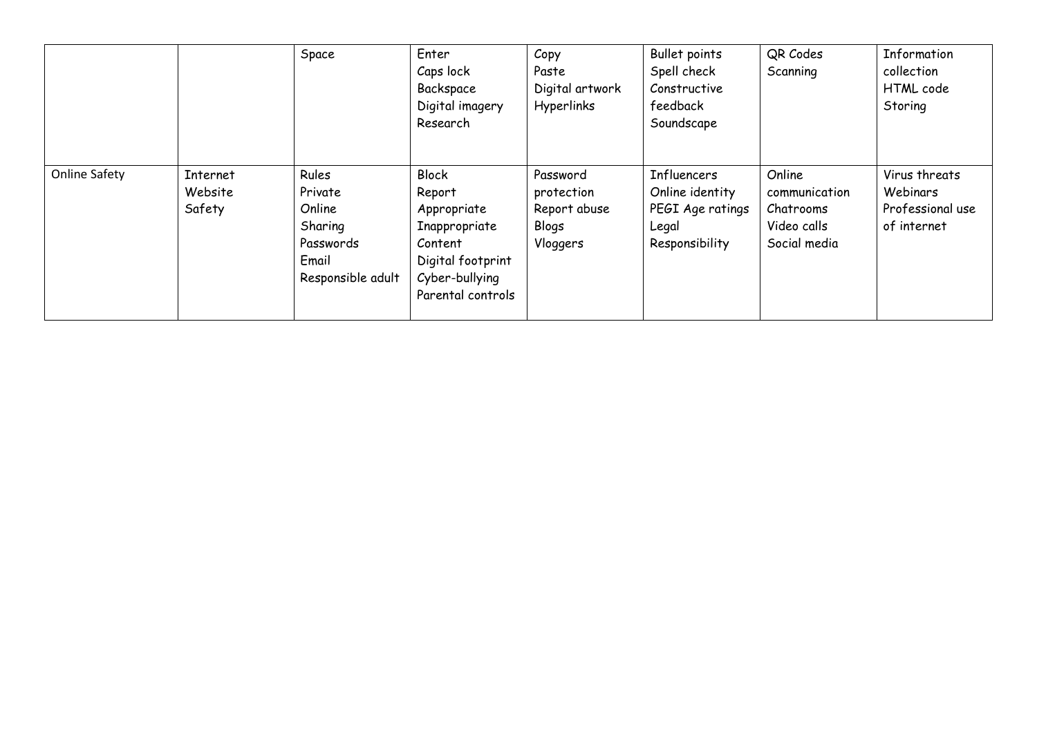| | | | | | | | |
|---|---|---|---|---|---|---|---|
| | | Space | Enter<br>Caps lock<br>Backspace<br>Digital imagery<br>Research | Copy<br>Paste<br>Digital artwork<br>Hyperlinks | Bullet points<br>Spell check<br>Constructive feedback<br>Soundscape | QR Codes<br>Scanning | Information collection<br>HTML code<br>Storing |
| Online Safety | Internet<br>Website<br>Safety | Rules<br>Private<br>Online<br>Sharing<br>Passwords<br>Email<br>Responsible adult | Block<br>Report<br>Appropriate<br>Inappropriate<br>Content<br>Digital footprint<br>Cyber-bullying<br>Parental controls | Password protection<br>Report abuse<br>Blogs<br>Vloggers | Influencers<br>Online identity<br>PEGI Age ratings<br>Legal<br>Responsibility | Online communication<br>Chatrooms<br>Video calls<br>Social media | Virus threats<br>Webinars<br>Professional use of internet |